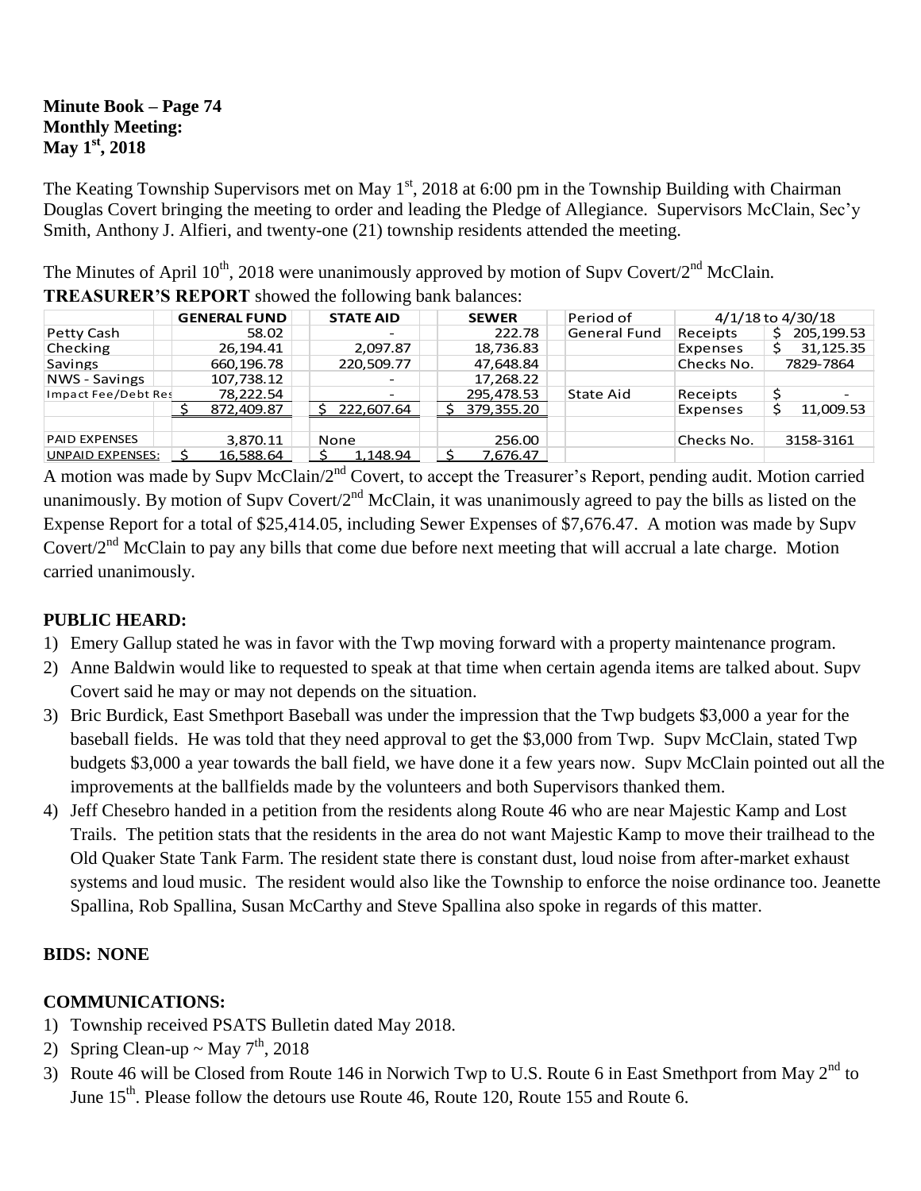**Minute Book – Page 74**
**Monthly Meeting:**
**May 1st, 2018**

The Keating Township Supervisors met on May 1st, 2018 at 6:00 pm in the Township Building with Chairman Douglas Covert bringing the meeting to order and leading the Pledge of Allegiance. Supervisors McClain, Sec'y Smith, Anthony J. Alfieri, and twenty-one (21) township residents attended the meeting.

The Minutes of April 10th, 2018 were unanimously approved by motion of Supv Covert/2nd McClain.

**TREASURER'S REPORT** showed the following bank balances:

| | GENERAL FUND | STATE AID | SEWER | Period of | 4/1/18 to 4/30/18 | |
|---|---|---|---|---|---|---|
| Petty Cash | 58.02 | - | 222.78 | General Fund | Receipts | $ 205,199.53 |
| Checking | 26,194.41 | 2,097.87 | 18,736.83 | | Expenses | $ 31,125.35 |
| Savings | 660,196.78 | 220,509.77 | 47,648.84 | | Checks No. | 7829-7864 |
| NWS - Savings | 107,738.12 | - | 17,268.22 | | | |
| Impact Fee/Debt Res | 78,222.54 | - | 295,478.53 | State Aid | Receipts | $ - |
| | $ 872,409.87 | $ 222,607.64 | $ 379,355.20 | | Expenses | $ 11,009.53 |
| | | | | | | |
| PAID EXPENSES | 3,870.11 | None | 256.00 | | Checks No. | 3158-3161 |
| UNPAID EXPENSES: | $ 16,588.64 | $ 1,148.94 | $ 7,676.47 | | | |

A motion was made by Supv McClain/2nd Covert, to accept the Treasurer's Report, pending audit. Motion carried unanimously. By motion of Supv Covert/2nd McClain, it was unanimously agreed to pay the bills as listed on the Expense Report for a total of $25,414.05, including Sewer Expenses of $7,676.47. A motion was made by Supv Covert/2nd McClain to pay any bills that come due before next meeting that will accrual a late charge. Motion carried unanimously.

**PUBLIC HEARD:**

1) Emery Gallup stated he was in favor with the Twp moving forward with a property maintenance program.
2) Anne Baldwin would like to requested to speak at that time when certain agenda items are talked about. Supv Covert said he may or may not depends on the situation.
3) Bric Burdick, East Smethport Baseball was under the impression that the Twp budgets $3,000 a year for the baseball fields. He was told that they need approval to get the $3,000 from Twp. Supv McClain, stated Twp budgets $3,000 a year towards the ball field, we have done it a few years now. Supv McClain pointed out all the improvements at the ballfields made by the volunteers and both Supervisors thanked them.
4) Jeff Chesebro handed in a petition from the residents along Route 46 who are near Majestic Kamp and Lost Trails. The petition stats that the residents in the area do not want Majestic Kamp to move their trailhead to the Old Quaker State Tank Farm. The resident state there is constant dust, loud noise from after-market exhaust systems and loud music. The resident would also like the Township to enforce the noise ordinance too. Jeanette Spallina, Rob Spallina, Susan McCarthy and Steve Spallina also spoke in regards of this matter.

**BIDS: NONE**

**COMMUNICATIONS:**

1) Township received PSATS Bulletin dated May 2018.
2) Spring Clean-up ~ May 7th, 2018
3) Route 46 will be Closed from Route 146 in Norwich Twp to U.S. Route 6 in East Smethport from May 2nd to June 15th. Please follow the detours use Route 46, Route 120, Route 155 and Route 6.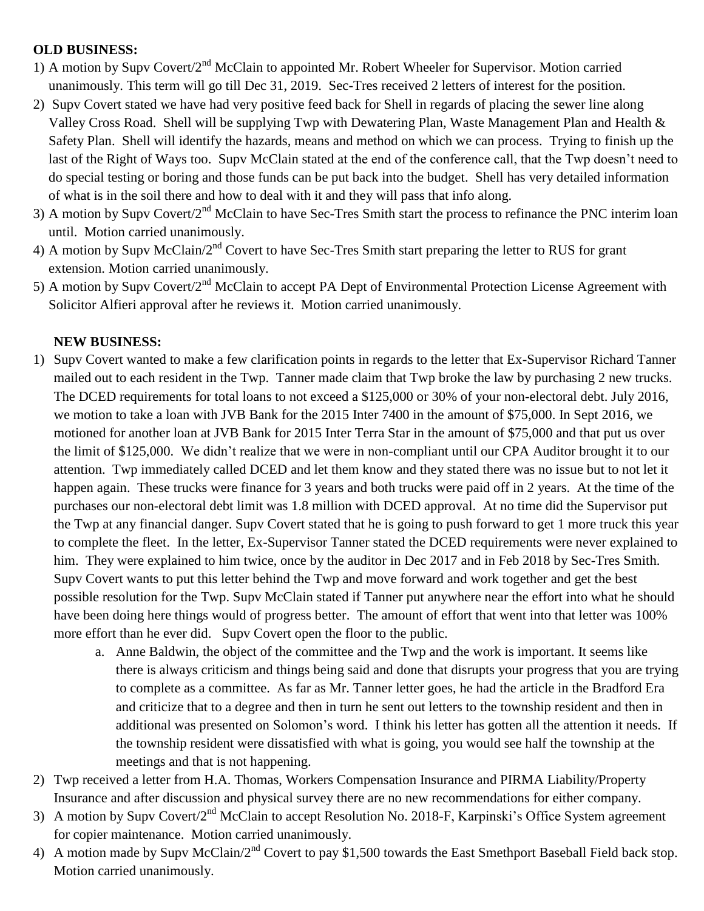**OLD BUSINESS:**

1) A motion by Supv Covert/2nd McClain to appointed Mr. Robert Wheeler for Supervisor. Motion carried unanimously. This term will go till Dec 31, 2019. Sec-Tres received 2 letters of interest for the position.
2) Supv Covert stated we have had very positive feed back for Shell in regards of placing the sewer line along Valley Cross Road. Shell will be supplying Twp with Dewatering Plan, Waste Management Plan and Health & Safety Plan. Shell will identify the hazards, means and method on which we can process. Trying to finish up the last of the Right of Ways too. Supv McClain stated at the end of the conference call, that the Twp doesn't need to do special testing or boring and those funds can be put back into the budget. Shell has very detailed information of what is in the soil there and how to deal with it and they will pass that info along.
3) A motion by Supv Covert/2nd McClain to have Sec-Tres Smith start the process to refinance the PNC interim loan until. Motion carried unanimously.
4) A motion by Supv McClain/2nd Covert to have Sec-Tres Smith start preparing the letter to RUS for grant extension. Motion carried unanimously.
5) A motion by Supv Covert/2nd McClain to accept PA Dept of Environmental Protection License Agreement with Solicitor Alfieri approval after he reviews it. Motion carried unanimously.

**NEW BUSINESS:**

1) Supv Covert wanted to make a few clarification points in regards to the letter that Ex-Supervisor Richard Tanner mailed out to each resident in the Twp. Tanner made claim that Twp broke the law by purchasing 2 new trucks. The DCED requirements for total loans to not exceed a $125,000 or 30% of your non-electoral debt. July 2016, we motion to take a loan with JVB Bank for the 2015 Inter 7400 in the amount of $75,000. In Sept 2016, we motioned for another loan at JVB Bank for 2015 Inter Terra Star in the amount of $75,000 and that put us over the limit of $125,000. We didn't realize that we were in non-compliant until our CPA Auditor brought it to our attention. Twp immediately called DCED and let them know and they stated there was no issue but to not let it happen again. These trucks were finance for 3 years and both trucks were paid off in 2 years. At the time of the purchases our non-electoral debt limit was 1.8 million with DCED approval. At no time did the Supervisor put the Twp at any financial danger. Supv Covert stated that he is going to push forward to get 1 more truck this year to complete the fleet. In the letter, Ex-Supervisor Tanner stated the DCED requirements were never explained to him. They were explained to him twice, once by the auditor in Dec 2017 and in Feb 2018 by Sec-Tres Smith. Supv Covert wants to put this letter behind the Twp and move forward and work together and get the best possible resolution for the Twp. Supv McClain stated if Tanner put anywhere near the effort into what he should have been doing here things would of progress better. The amount of effort that went into that letter was 100% more effort than he ever did. Supv Covert open the floor to the public.
   a. Anne Baldwin, the object of the committee and the Twp and the work is important. It seems like there is always criticism and things being said and done that disrupts your progress that you are trying to complete as a committee. As far as Mr. Tanner letter goes, he had the article in the Bradford Era and criticize that to a degree and then in turn he sent out letters to the township resident and then in additional was presented on Solomon's word. I think his letter has gotten all the attention it needs. If the township resident were dissatisfied with what is going, you would see half the township at the meetings and that is not happening.
2) Twp received a letter from H.A. Thomas, Workers Compensation Insurance and PIRMA Liability/Property Insurance and after discussion and physical survey there are no new recommendations for either company.
3) A motion by Supv Covert/2nd McClain to accept Resolution No. 2018-F, Karpinski's Office System agreement for copier maintenance. Motion carried unanimously.
4) A motion made by Supv McClain/2nd Covert to pay $1,500 towards the East Smethport Baseball Field back stop. Motion carried unanimously.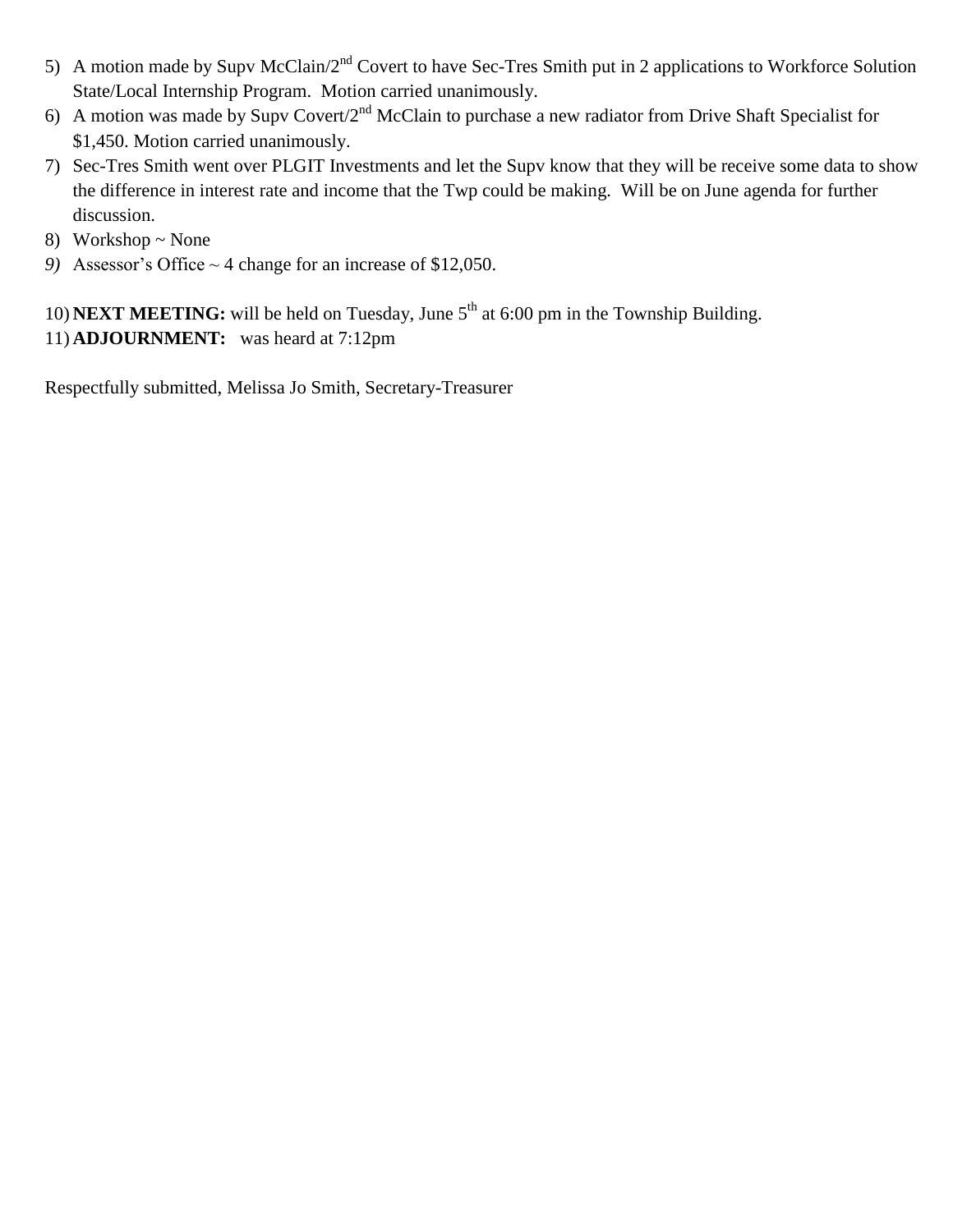5) A motion made by Supv McClain/2nd Covert to have Sec-Tres Smith put in 2 applications to Workforce Solution State/Local Internship Program. Motion carried unanimously.
6) A motion was made by Supv Covert/2nd McClain to purchase a new radiator from Drive Shaft Specialist for $1,450. Motion carried unanimously.
7) Sec-Tres Smith went over PLGIT Investments and let the Supv know that they will be receive some data to show the difference in interest rate and income that the Twp could be making. Will be on June agenda for further discussion.
8) Workshop ~ None
9) Assessor's Office ~ 4 change for an increase of $12,050.

10) **NEXT MEETING:** will be held on Tuesday, June 5th at 6:00 pm in the Township Building.
11) **ADJOURNMENT:** was heard at 7:12pm

Respectfully submitted, Melissa Jo Smith, Secretary-Treasurer